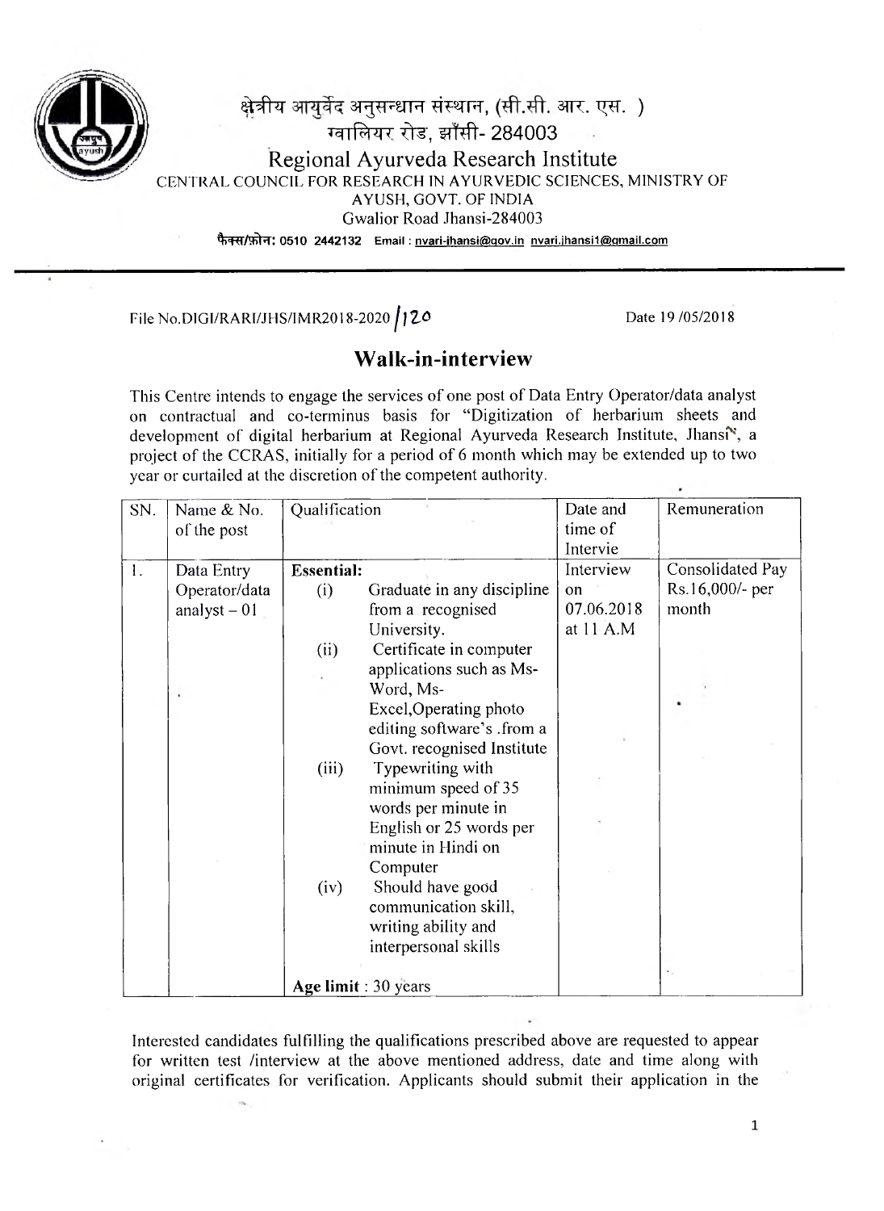क्षेत्रीय आयुर्वेद अनुसन्धान संस्थान, (सी.सी. आर. एस. )
ग्वालियर रोड, झाँसी- 284003

Regional Ayurveda Research Institute
CENTRAL COUNCIL FOR RESEARCH IN AYURVEDIC SCIENCES, MINISTRY OF AYUSH, GOVT. OF INDIA
Gwalior Road Jhansi-284003

फैक्स/फ़ोन: 0510 2442132 Email : nvari-jhansi@gov.in nvari.jhansi1@gmail.com

File No.DIGI/RARI/JHS/IMR2018-2020 /120

Date 19 /05/2018

## Walk-in-interview

This Centre intends to engage the services of one post of Data Entry Operator/data analyst on contractual and co-terminus basis for "Digitization of herbarium sheets and development of digital herbarium at Regional Ayurveda Research Institute, Jhansi", a project of the CCRAS, initially for a period of 6 month which may be extended up to two year or curtailed at the discretion of the competent authority.

| SN. | Name & No. of the post | Qualification | Date and time of Intervie | Remuneration |
|---|---|---|---|---|
| 1. | Data Entry Operator/data analyst – 01 | **Essential:**<br>(i) Graduate in any discipline from a recognised University.<br>(ii) Certificate in computer applications such as Ms-Word, Ms-Excel,Operating photo editing software's .from a Govt. recognised Institute<br>(iii) Typewriting with minimum speed of 35 words per minute in English or 25 words per minute in Hindi on Computer<br>(iv) Should have good communication skill, writing ability and interpersonal skills<br><br>**Age limit** : 30 years | Interview on 07.06.2018 at 11 A.M | Consolidated Pay Rs.16,000/- per month |

Interested candidates fulfilling the qualifications prescribed above are requested to appear for written test /interview at the above mentioned address, date and time along with original certificates for verification. Applicants should submit their application in the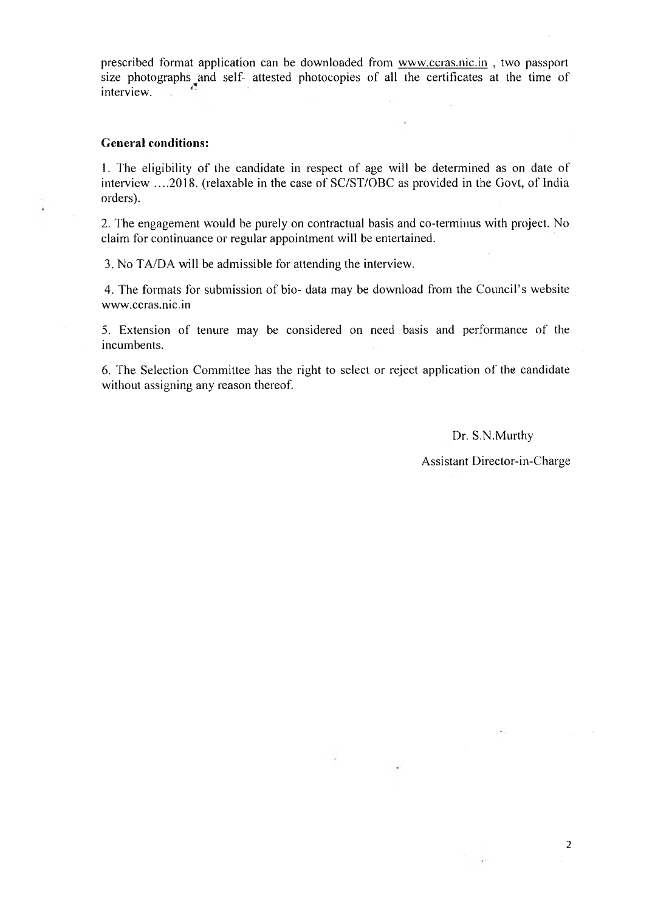prescribed format application can be downloaded from www.ccras.nic.in , two passport size photographs and self- attested photocopies of all the certificates at the time of interview.

**General conditions:**

1. The eligibility of the candidate in respect of age will be determined as on date of interview ....2018. (relaxable in the case of SC/ST/OBC as provided in the Govt, of India orders).

2. The engagement would be purely on contractual basis and co-terminus with project. No claim for continuance or regular appointment will be entertained.

3. No TA/DA will be admissible for attending the interview.

4. The formats for submission of bio- data may be download from the Council's website www.ccras.nic.in

5. Extension of tenure may be considered on need basis and performance of the incumbents.

6. The Selection Committee has the right to select or reject application of the candidate without assigning any reason thereof.

Dr. S.N.Murthy

Assistant Director-in-Charge